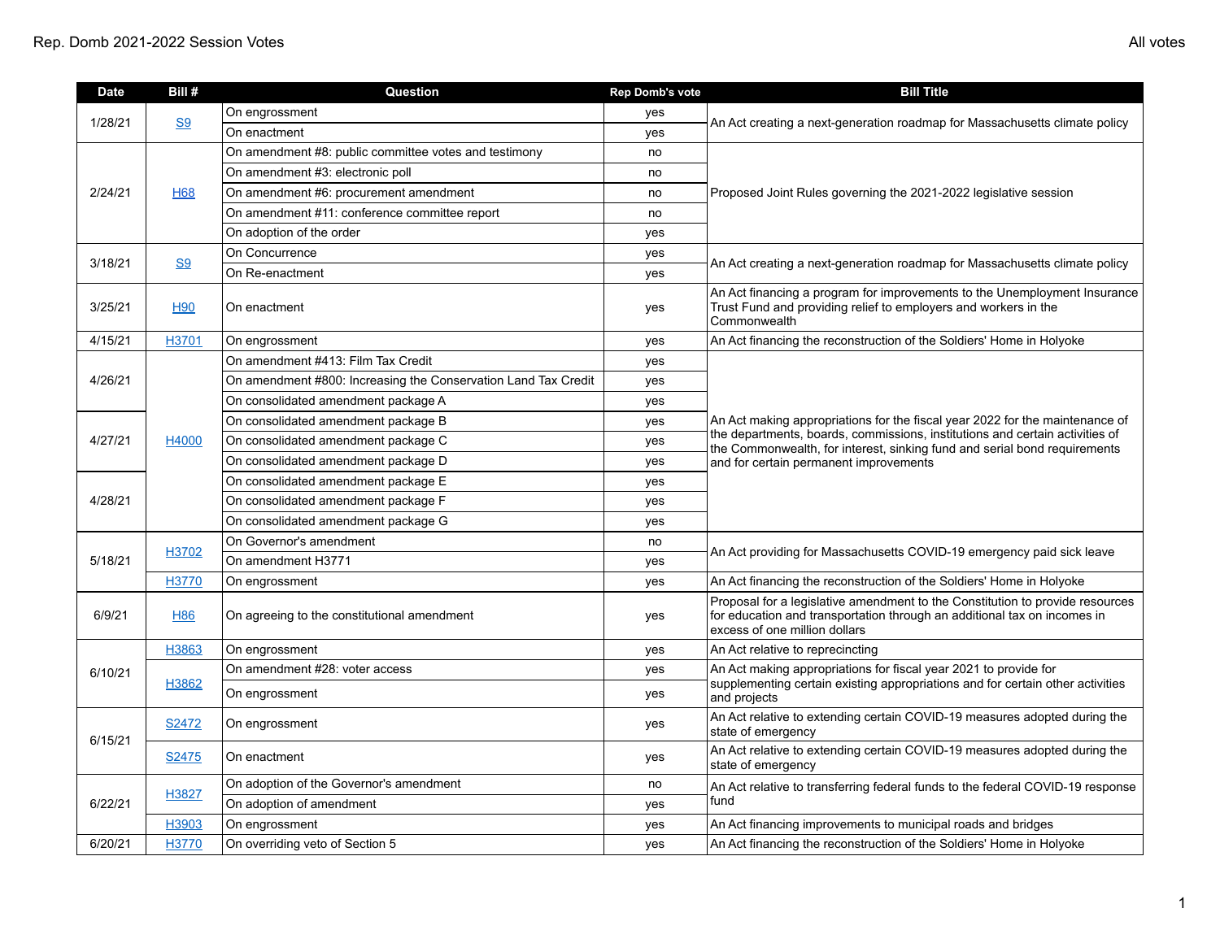Rep. Domb 2021-2022 Session Votes

All votes

| Date | Bill # | Question | Rep Domb's vote | Bill Title |
|---|---|---|---|---|
| 1/28/21 | S9 | On engrossment | yes | An Act creating a next-generation roadmap for Massachusetts climate policy |
| | | On enactment | yes | |
| 2/24/21 | H68 | On amendment #8: public committee votes and testimony | no | Proposed Joint Rules governing the 2021-2022 legislative session |
| | | On amendment #3: electronic poll | no | |
| | | On amendment #6: procurement amendment | no | |
| | | On amendment #11: conference committee report | no | |
| | | On adoption of the order | yes | |
| 3/18/21 | S9 | On Concurrence | yes | An Act creating a next-generation roadmap for Massachusetts climate policy |
| | | On Re-enactment | yes | |
| 3/25/21 | H90 | On enactment | yes | An Act financing a program for improvements to the Unemployment Insurance Trust Fund and providing relief to employers and workers in the Commonwealth |
| 4/15/21 | H3701 | On engrossment | yes | An Act financing the reconstruction of the Soldiers' Home in Holyoke |
| 4/26/21 | H4000 | On amendment #413: Film Tax Credit | yes | An Act making appropriations for the fiscal year 2022 for the maintenance of the departments, boards, commissions, institutions and certain activities of the Commonwealth, for interest, sinking fund and serial bond requirements and for certain permanent improvements |
| | | On amendment #800: Increasing the Conservation Land Tax Credit | yes | |
| | | On consolidated amendment package A | yes | |
| 4/27/21 | | On consolidated amendment package B | yes | |
| | | On consolidated amendment package C | yes | |
| | | On consolidated amendment package D | yes | |
| 4/28/21 | | On consolidated amendment package E | yes | |
| | | On consolidated amendment package F | yes | |
| | | On consolidated amendment package G | yes | |
| 5/18/21 | H3702 | On Governor's amendment | no | An Act providing for Massachusetts COVID-19 emergency paid sick leave |
| | | On amendment H3771 | yes | |
| | H3770 | On engrossment | yes | An Act financing the reconstruction of the Soldiers' Home in Holyoke |
| 6/9/21 | H86 | On agreeing to the constitutional amendment | yes | Proposal for a legislative amendment to the Constitution to provide resources for education and transportation through an additional tax on incomes in excess of one million dollars |
| 6/10/21 | H3863 | On engrossment | yes | An Act relative to reprecincting |
| | H3862 | On amendment #28: voter access | yes | An Act making appropriations for fiscal year 2021 to provide for supplementing certain existing appropriations and for certain other activities and projects |
| | | On engrossment | yes | |
| 6/15/21 | S2472 | On engrossment | yes | An Act relative to extending certain COVID-19 measures adopted during the state of emergency |
| | S2475 | On enactment | yes | An Act relative to extending certain COVID-19 measures adopted during the state of emergency |
| 6/22/21 | H3827 | On adoption of the Governor's amendment | no | An Act relative to transferring federal funds to the federal COVID-19 response fund |
| | | On adoption of amendment | yes | |
| | H3903 | On engrossment | yes | An Act financing improvements to municipal roads and bridges |
| 6/20/21 | H3770 | On overriding veto of Section 5 | yes | An Act financing the reconstruction of the Soldiers' Home in Holyoke |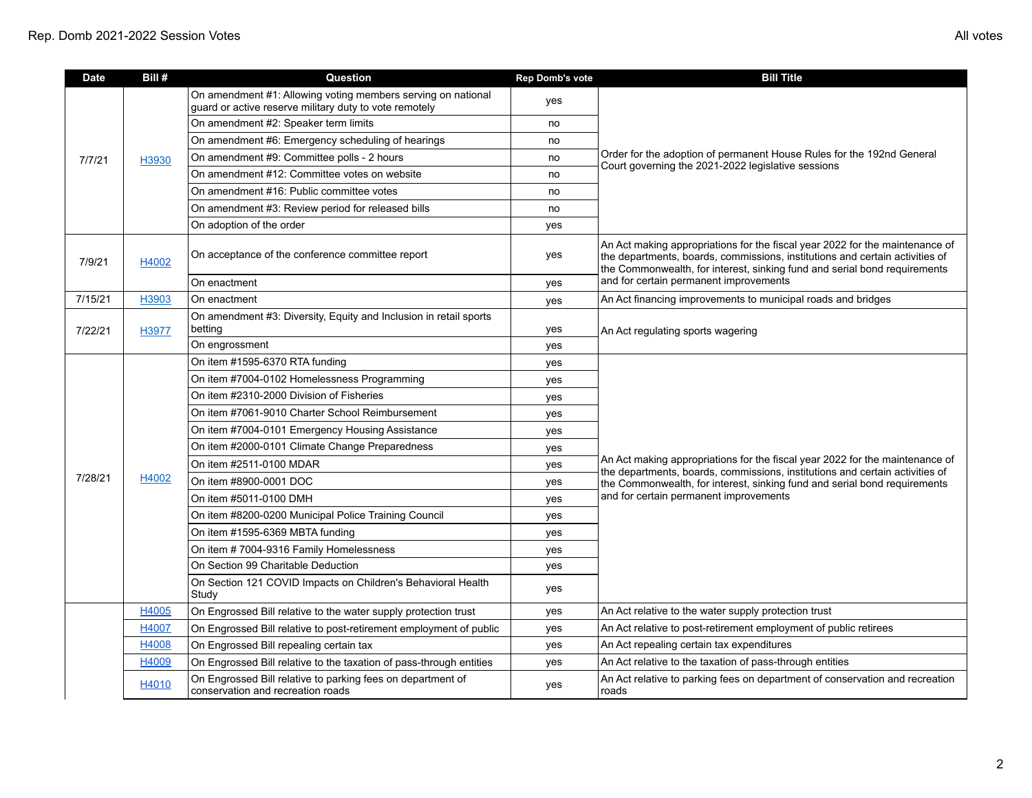| Date | Bill # | Question | Rep Domb's vote | Bill Title |
|---|---|---|---|---|
| 7/7/21 | H3930 | On amendment #1: Allowing voting members serving on national guard or active reserve military duty to vote remotely | yes | Order for the adoption of permanent House Rules for the 192nd General Court governing the 2021-2022 legislative sessions |
| | | On amendment #2: Speaker term limits | no | |
| | | On amendment #6: Emergency scheduling of hearings | no | |
| | | On amendment #9: Committee polls - 2 hours | no | |
| | | On amendment #12: Committee votes on website | no | |
| | | On amendment #16: Public committee votes | no | |
| | | On amendment #3: Review period for released bills | no | |
| | | On adoption of the order | yes | |
| 7/9/21 | H4002 | On acceptance of the conference committee report | yes | An Act making appropriations for the fiscal year 2022 for the maintenance of the departments, boards, commissions, institutions and certain activities of the Commonwealth, for interest, sinking fund and serial bond requirements and for certain permanent improvements |
| | | On enactment | yes | |
| 7/15/21 | H3903 | On enactment | yes | An Act financing improvements to municipal roads and bridges |
| 7/22/21 | H3977 | On amendment #3: Diversity, Equity and Inclusion in retail sports betting | yes | An Act regulating sports wagering |
| | | On engrossment | yes | |
| 7/28/21 | H4002 | On item #1595-6370 RTA funding | yes | An Act making appropriations for the fiscal year 2022 for the maintenance of the departments, boards, commissions, institutions and certain activities of the Commonwealth, for interest, sinking fund and serial bond requirements and for certain permanent improvements |
| | | On item #7004-0102 Homelessness Programming | yes | |
| | | On item #2310-2000 Division of Fisheries | yes | |
| | | On item #7061-9010 Charter School Reimbursement | yes | |
| | | On item #7004-0101 Emergency Housing Assistance | yes | |
| | | On item #2000-0101 Climate Change Preparedness | yes | |
| | | On item #2511-0100 MDAR | yes | |
| | | On item #8900-0001 DOC | yes | |
| | | On item #5011-0100 DMH | yes | |
| | | On item #8200-0200 Municipal Police Training Council | yes | |
| | | On item #1595-6369 MBTA funding | yes | |
| | | On item # 7004-9316 Family Homelessness | yes | |
| | | On Section 99 Charitable Deduction | yes | |
| | | On Section 121 COVID Impacts on Children's Behavioral Health Study | yes | |
| | H4005 | On Engrossed Bill relative to the water supply protection trust | yes | An Act relative to the water supply protection trust |
| | H4007 | On Engrossed Bill relative to post-retirement employment of public | yes | An Act relative to post-retirement employment of public retirees |
| | H4008 | On Engrossed Bill repealing certain tax | yes | An Act repealing certain tax expenditures |
| | H4009 | On Engrossed Bill relative to the taxation of pass-through entities | yes | An Act relative to the taxation of pass-through entities |
| | H4010 | On Engrossed Bill relative to parking fees on department of conservation and recreation roads | yes | An Act relative to parking fees on department of conservation and recreation roads |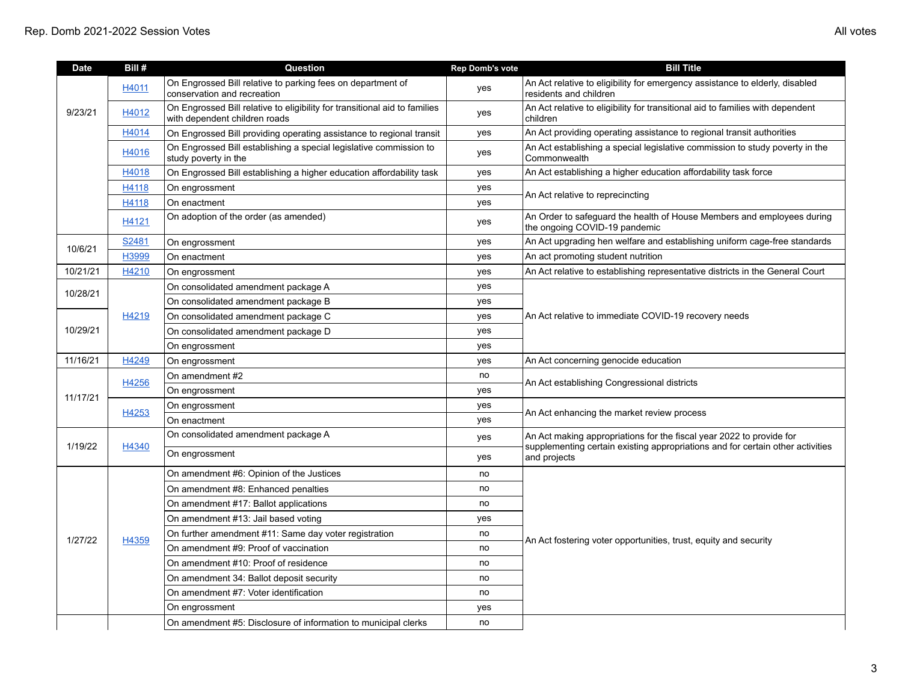| Date | Bill # | Question | Rep Domb's vote | Bill Title |
|---|---|---|---|---|
| 9/23/21 | H4011 | On Engrossed Bill relative to parking fees on department of conservation and recreation | yes | An Act relative to eligibility for emergency assistance to elderly, disabled residents and children |
| | H4012 | On Engrossed Bill relative to eligibility for transitional aid to families with dependent children roads | yes | An Act relative to eligibility for transitional aid to families with dependent children |
| | H4014 | On Engrossed Bill providing operating assistance to regional transit | yes | An Act providing operating assistance to regional transit authorities |
| | H4016 | On Engrossed Bill establishing a special legislative commission to study poverty in the | yes | An Act establishing a special legislative commission to study poverty in the Commonwealth |
| | H4018 | On Engrossed Bill establishing a higher education affordability task | yes | An Act establishing a higher education affordability task force |
| | H4118 | On engrossment | yes | An Act relative to reprecincting |
| | H4118 | On enactment | yes | |
| | H4121 | On adoption of the order (as amended) | yes | An Order to safeguard the health of House Members and employees during the ongoing COVID-19 pandemic |
| 10/6/21 | S2481 | On engrossment | yes | An Act upgrading hen welfare and establishing uniform cage-free standards |
| | H3999 | On enactment | yes | An act promoting student nutrition |
| 10/21/21 | H4210 | On engrossment | yes | An Act relative to establishing representative districts in the General Court |
| 10/28/21 | H4219 | On consolidated amendment package A | yes | An Act relative to immediate COVID-19 recovery needs |
| | | On consolidated amendment package B | yes | |
| 10/29/21 | | On consolidated amendment package C | yes | |
| | | On consolidated amendment package D | yes | |
| | | On engrossment | yes | |
| 11/16/21 | H4249 | On engrossment | yes | An Act concerning genocide education |
| 11/17/21 | H4256 | On amendment #2 | no | An Act establishing Congressional districts |
| | | On engrossment | yes | |
| | H4253 | On engrossment | yes | An Act enhancing the market review process |
| | | On enactment | yes | |
| 1/19/22 | H4340 | On consolidated amendment package A | yes | An Act making appropriations for the fiscal year 2022 to provide for supplementing certain existing appropriations and for certain other activities and projects |
| | | On engrossment | yes | |
| 1/27/22 | H4359 | On amendment #6: Opinion of the Justices | no | An Act fostering voter opportunities, trust, equity and security |
| | | On amendment #8: Enhanced penalties | no | |
| | | On amendment #17: Ballot applications | no | |
| | | On amendment #13: Jail based voting | yes | |
| | | On further amendment #11: Same day voter registration | no | |
| | | On amendment #9: Proof of vaccination | no | |
| | | On amendment #10: Proof of residence | no | |
| | | On amendment 34: Ballot deposit security | no | |
| | | On amendment #7: Voter identification | no | |
| | | On engrossment | yes | |
| | | On amendment #5: Disclosure of information to municipal clerks | no | |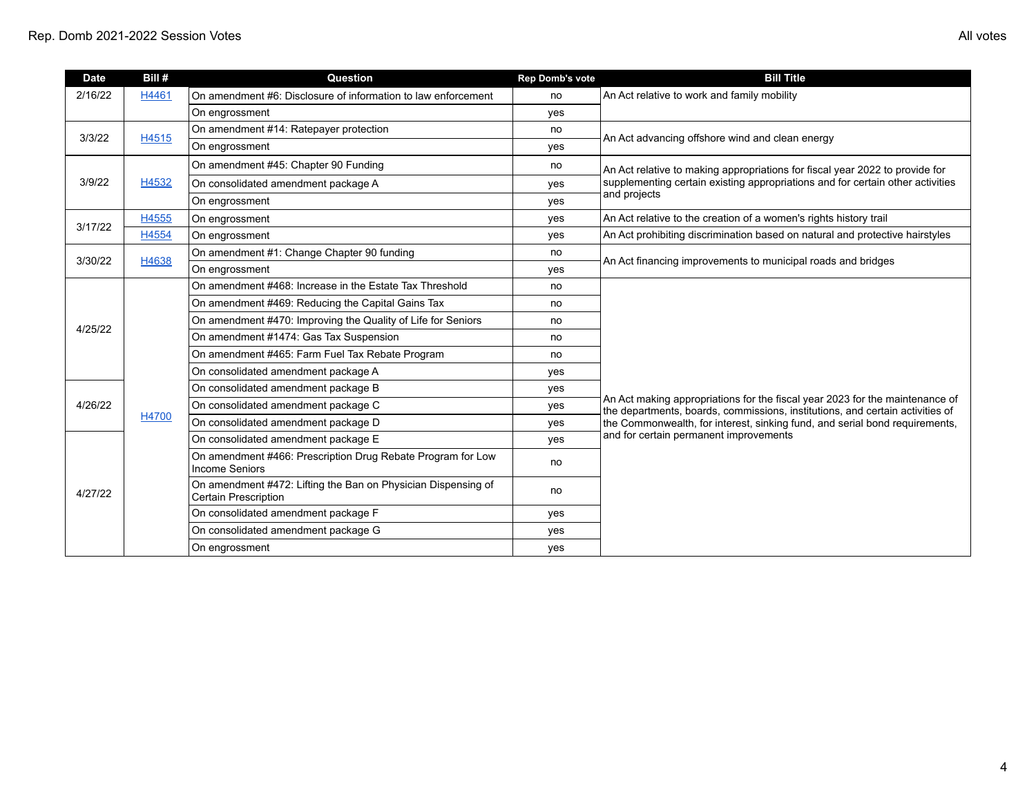| Date | Bill # | Question | Rep Domb's vote | Bill Title |
|---|---|---|---|---|
| 2/16/22 | H4461 | On amendment #6: Disclosure of information to law enforcement | no | An Act relative to work and family mobility |
| | | On engrossment | yes | |
| 3/3/22 | H4515 | On amendment #14: Ratepayer protection | no | An Act advancing offshore wind and clean energy |
| | | On engrossment | yes | |
| 3/9/22 | H4532 | On amendment #45: Chapter 90 Funding | no | An Act relative to making appropriations for fiscal year 2022 to provide for supplementing certain existing appropriations and for certain other activities and projects |
| | | On consolidated amendment package A | yes | |
| | | On engrossment | yes | |
| 3/17/22 | H4555 | On engrossment | yes | An Act relative to the creation of a women's rights history trail |
| | H4554 | On engrossment | yes | An Act prohibiting discrimination based on natural and protective hairstyles |
| 3/30/22 | H4638 | On amendment #1: Change Chapter 90 funding | no | An Act financing improvements to municipal roads and bridges |
| | | On engrossment | yes | |
| 4/25/22 | H4700 | On amendment #468: Increase in the Estate Tax Threshold | no | An Act making appropriations for the fiscal year 2023 for the maintenance of the departments, boards, commissions, institutions, and certain activities of the Commonwealth, for interest, sinking fund, and serial bond requirements, and for certain permanent improvements |
| | | On amendment #469: Reducing the Capital Gains Tax | no | |
| | | On amendment #470: Improving the Quality of Life for Seniors | no | |
| | | On amendment #1474: Gas Tax Suspension | no | |
| | | On amendment #465: Farm Fuel Tax Rebate Program | no | |
| | | On consolidated amendment package A | yes | |
| 4/26/22 | | On consolidated amendment package B | yes | |
| | | On consolidated amendment package C | yes | |
| | | On consolidated amendment package D | yes | |
| 4/27/22 | | On consolidated amendment package E | yes | |
| | | On amendment #466: Prescription Drug Rebate Program for Low Income Seniors | no | |
| | | On amendment #472: Lifting the Ban on Physician Dispensing of Certain Prescription | no | |
| | | On consolidated amendment package F | yes | |
| | | On consolidated amendment package G | yes | |
| | | On engrossment | yes | |